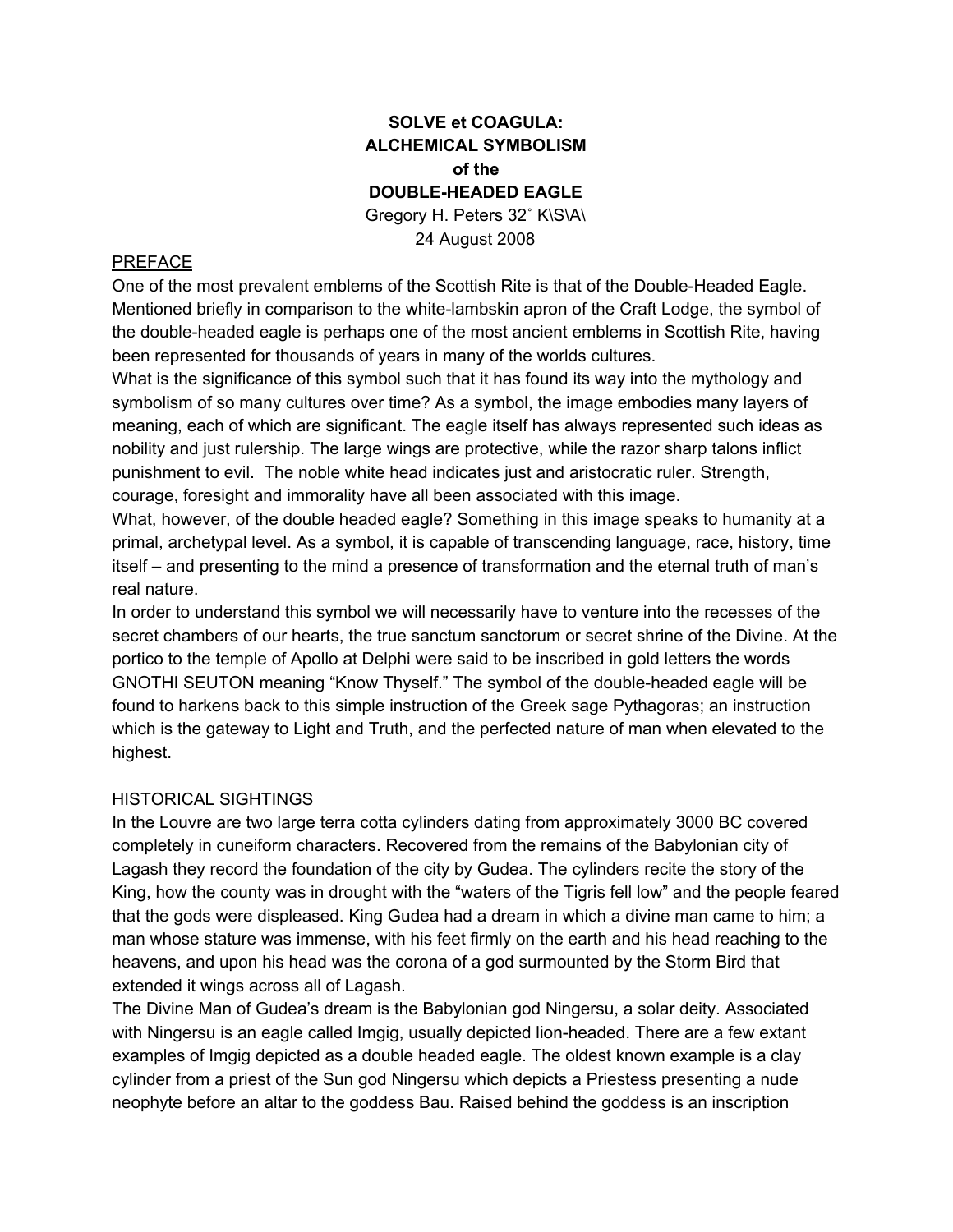# SOLVE et COAGULA:
# ALCHEMICAL SYMBOLISM
# of the
# DOUBLE-HEADED EAGLE

Gregory H. Peters 32˚ K\S\A\

24 August 2008

## PREFACE

One of the most prevalent emblems of the Scottish Rite is that of the Double-Headed Eagle. Mentioned briefly in comparison to the white-lambskin apron of the Craft Lodge, the symbol of the double-headed eagle is perhaps one of the most ancient emblems in Scottish Rite, having been represented for thousands of years in many of the worlds cultures.

What is the significance of this symbol such that it has found its way into the mythology and symbolism of so many cultures over time? As a symbol, the image embodies many layers of meaning, each of which are significant. The eagle itself has always represented such ideas as nobility and just rulership. The large wings are protective, while the razor sharp talons inflict punishment to evil. The noble white head indicates just and aristocratic ruler. Strength, courage, foresight and immorality have all been associated with this image.

What, however, of the double headed eagle? Something in this image speaks to humanity at a primal, archetypal level. As a symbol, it is capable of transcending language, race, history, time itself – and presenting to the mind a presence of transformation and the eternal truth of man's real nature.

In order to understand this symbol we will necessarily have to venture into the recesses of the secret chambers of our hearts, the true sanctum sanctorum or secret shrine of the Divine. At the portico to the temple of Apollo at Delphi were said to be inscribed in gold letters the words GNOTHI SEUTON meaning "Know Thyself." The symbol of the double-headed eagle will be found to harkens back to this simple instruction of the Greek sage Pythagoras; an instruction which is the gateway to Light and Truth, and the perfected nature of man when elevated to the highest.

## HISTORICAL SIGHTINGS

In the Louvre are two large terra cotta cylinders dating from approximately 3000 BC covered completely in cuneiform characters. Recovered from the remains of the Babylonian city of Lagash they record the foundation of the city by Gudea. The cylinders recite the story of the King, how the county was in drought with the "waters of the Tigris fell low" and the people feared that the gods were displeased. King Gudea had a dream in which a divine man came to him; a man whose stature was immense, with his feet firmly on the earth and his head reaching to the heavens, and upon his head was the corona of a god surmounted by the Storm Bird that extended it wings across all of Lagash.

The Divine Man of Gudea's dream is the Babylonian god Ningersu, a solar deity. Associated with Ningersu is an eagle called Imgig, usually depicted lion-headed. There are a few extant examples of Imgig depicted as a double headed eagle. The oldest known example is a clay cylinder from a priest of the Sun god Ningersu which depicts a Priestess presenting a nude neophyte before an altar to the goddess Bau. Raised behind the goddess is an inscription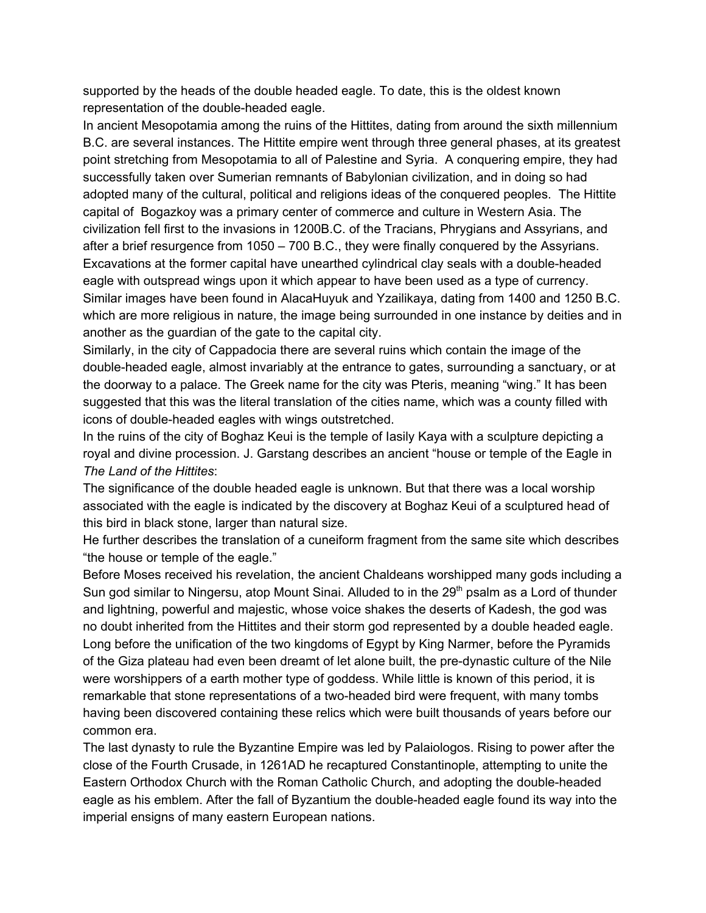supported by the heads of the double headed eagle. To date, this is the oldest known representation of the double-headed eagle.

In ancient Mesopotamia among the ruins of the Hittites, dating from around the sixth millennium B.C. are several instances. The Hittite empire went through three general phases, at its greatest point stretching from Mesopotamia to all of Palestine and Syria. A conquering empire, they had successfully taken over Sumerian remnants of Babylonian civilization, and in doing so had adopted many of the cultural, political and religions ideas of the conquered peoples. The Hittite capital of Bogazkoy was a primary center of commerce and culture in Western Asia. The civilization fell first to the invasions in 1200B.C. of the Tracians, Phrygians and Assyrians, and after a brief resurgence from 1050 – 700 B.C., they were finally conquered by the Assyrians. Excavations at the former capital have unearthed cylindrical clay seals with a double-headed eagle with outspread wings upon it which appear to have been used as a type of currency. Similar images have been found in AlacaHuyuk and Yzailikaya, dating from 1400 and 1250 B.C. which are more religious in nature, the image being surrounded in one instance by deities and in another as the guardian of the gate to the capital city.

Similarly, in the city of Cappadocia there are several ruins which contain the image of the double-headed eagle, almost invariably at the entrance to gates, surrounding a sanctuary, or at the doorway to a palace. The Greek name for the city was Pteris, meaning "wing." It has been suggested that this was the literal translation of the cities name, which was a county filled with icons of double-headed eagles with wings outstretched.

In the ruins of the city of Boghaz Keui is the temple of Iasily Kaya with a sculpture depicting a royal and divine procession. J. Garstang describes an ancient "house or temple of the Eagle in *The Land of the Hittites*:

The significance of the double headed eagle is unknown. But that there was a local worship associated with the eagle is indicated by the discovery at Boghaz Keui of a sculptured head of this bird in black stone, larger than natural size.

He further describes the translation of a cuneiform fragment from the same site which describes "the house or temple of the eagle."

Before Moses received his revelation, the ancient Chaldeans worshipped many gods including a Sun god similar to Ningersu, atop Mount Sinai. Alluded to in the 29th psalm as a Lord of thunder and lightning, powerful and majestic, whose voice shakes the deserts of Kadesh, the god was no doubt inherited from the Hittites and their storm god represented by a double headed eagle.

Long before the unification of the two kingdoms of Egypt by King Narmer, before the Pyramids of the Giza plateau had even been dreamt of let alone built, the pre-dynastic culture of the Nile were worshippers of a earth mother type of goddess. While little is known of this period, it is remarkable that stone representations of a two-headed bird were frequent, with many tombs having been discovered containing these relics which were built thousands of years before our common era.

The last dynasty to rule the Byzantine Empire was led by Palaiologos. Rising to power after the close of the Fourth Crusade, in 1261AD he recaptured Constantinople, attempting to unite the Eastern Orthodox Church with the Roman Catholic Church, and adopting the double-headed eagle as his emblem. After the fall of Byzantium the double-headed eagle found its way into the imperial ensigns of many eastern European nations.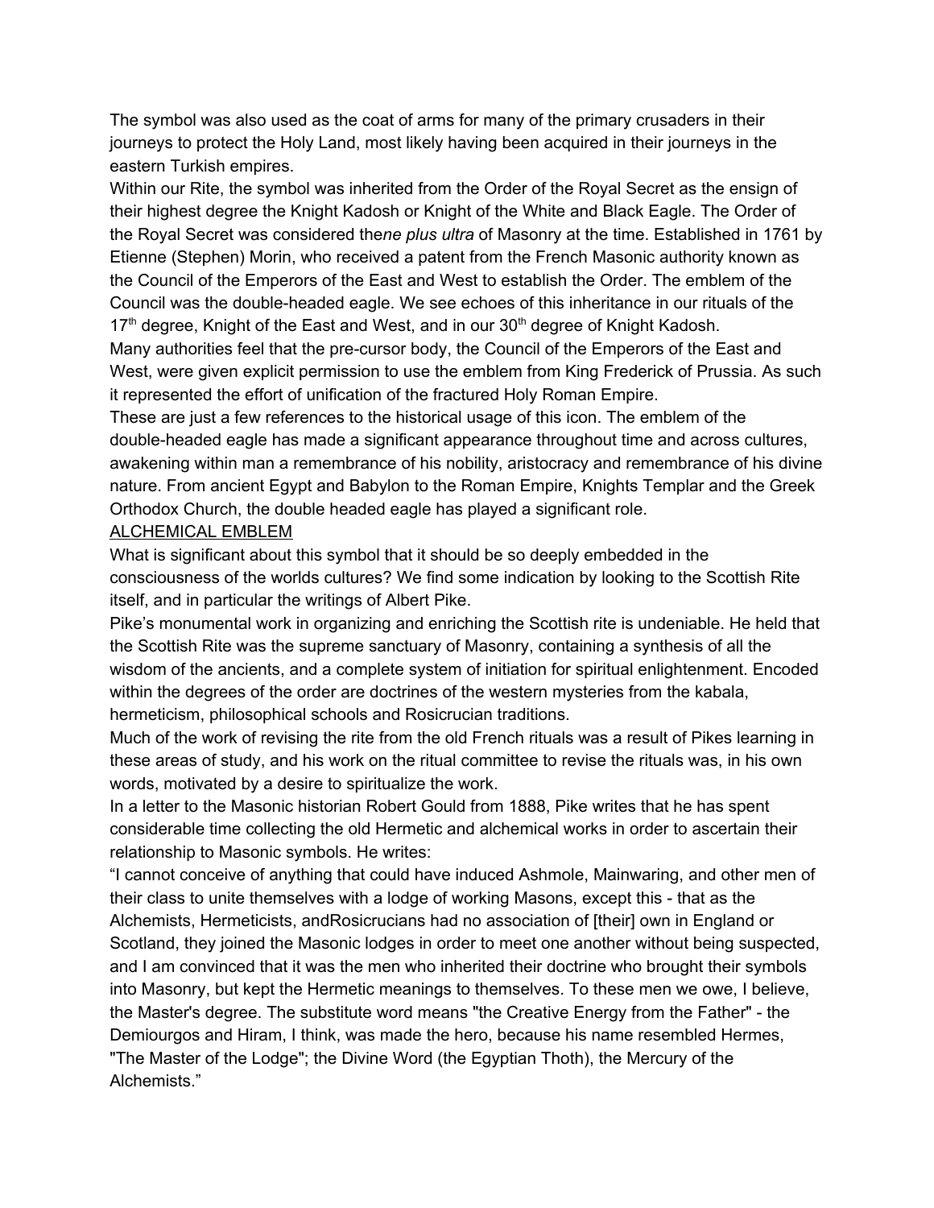The symbol was also used as the coat of arms for many of the primary crusaders in their journeys to protect the Holy Land, most likely having been acquired in their journeys in the eastern Turkish empires.

Within our Rite, the symbol was inherited from the Order of the Royal Secret as the ensign of their highest degree the Knight Kadosh or Knight of the White and Black Eagle. The Order of the Royal Secret was considered the*ne plus ultra* of Masonry at the time. Established in 1761 by Etienne (Stephen) Morin, who received a patent from the French Masonic authority known as the Council of the Emperors of the East and West to establish the Order. The emblem of the Council was the double-headed eagle. We see echoes of this inheritance in our rituals of the 17th degree, Knight of the East and West, and in our 30th degree of Knight Kadosh.

Many authorities feel that the pre-cursor body, the Council of the Emperors of the East and West, were given explicit permission to use the emblem from King Frederick of Prussia. As such it represented the effort of unification of the fractured Holy Roman Empire.

These are just a few references to the historical usage of this icon. The emblem of the double-headed eagle has made a significant appearance throughout time and across cultures, awakening within man a remembrance of his nobility, aristocracy and remembrance of his divine nature. From ancient Egypt and Babylon to the Roman Empire, Knights Templar and the Greek Orthodox Church, the double headed eagle has played a significant role.

<u>ALCHEMICAL EMBLEM</u>

What is significant about this symbol that it should be so deeply embedded in the consciousness of the worlds cultures? We find some indication by looking to the Scottish Rite itself, and in particular the writings of Albert Pike.

Pike's monumental work in organizing and enriching the Scottish rite is undeniable. He held that the Scottish Rite was the supreme sanctuary of Masonry, containing a synthesis of all the wisdom of the ancients, and a complete system of initiation for spiritual enlightenment. Encoded within the degrees of the order are doctrines of the western mysteries from the kabala, hermeticism, philosophical schools and Rosicrucian traditions.

Much of the work of revising the rite from the old French rituals was a result of Pikes learning in these areas of study, and his work on the ritual committee to revise the rituals was, in his own words, motivated by a desire to spiritualize the work.

In a letter to the Masonic historian Robert Gould from 1888, Pike writes that he has spent considerable time collecting the old Hermetic and alchemical works in order to ascertain their relationship to Masonic symbols. He writes:

"I cannot conceive of anything that could have induced Ashmole, Mainwaring, and other men of their class to unite themselves with a lodge of working Masons, except this - that as the Alchemists, Hermeticists, andRosicrucians had no association of [their] own in England or Scotland, they joined the Masonic lodges in order to meet one another without being suspected, and I am convinced that it was the men who inherited their doctrine who brought their symbols into Masonry, but kept the Hermetic meanings to themselves. To these men we owe, I believe, the Master's degree. The substitute word means "the Creative Energy from the Father" - the Demiourgos and Hiram, I think, was made the hero, because his name resembled Hermes, "The Master of the Lodge"; the Divine Word (the Egyptian Thoth), the Mercury of the Alchemists."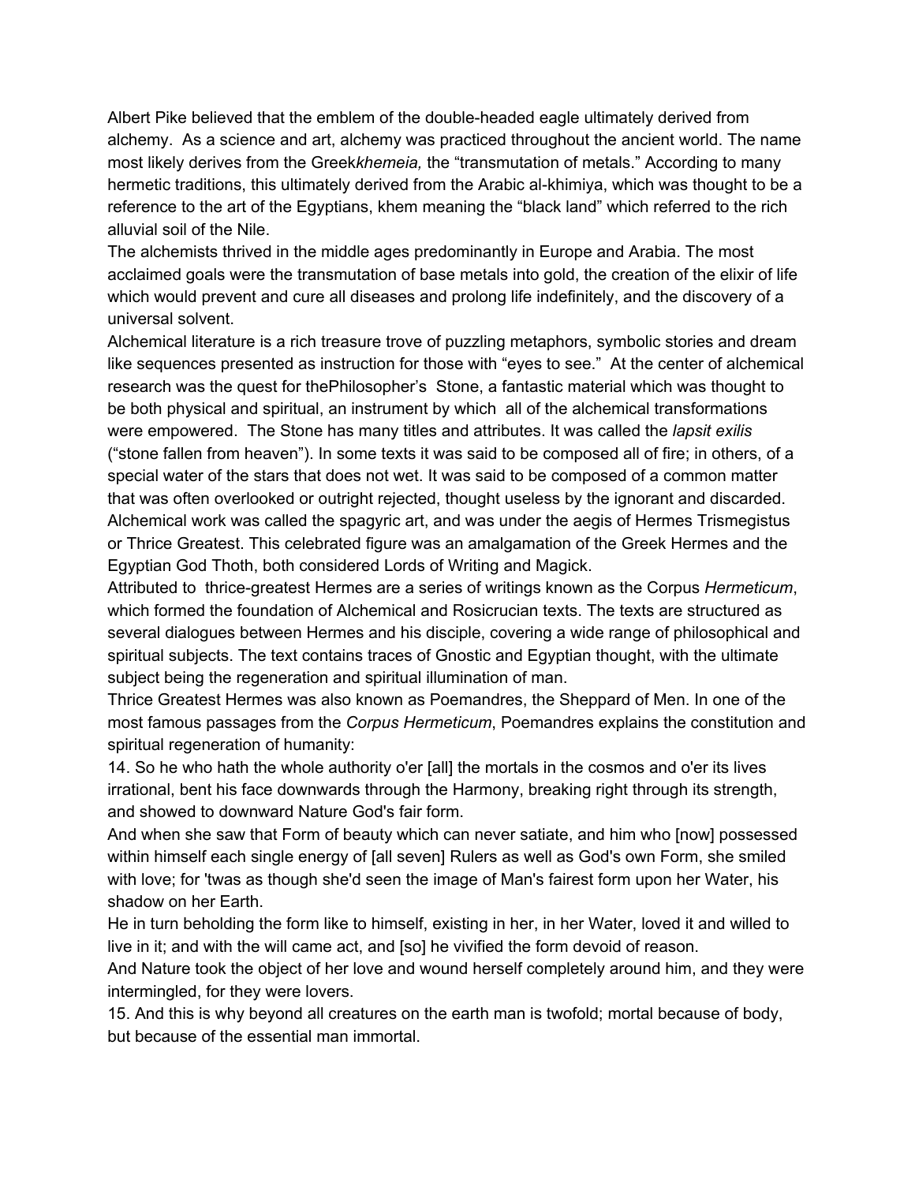Albert Pike believed that the emblem of the double-headed eagle ultimately derived from alchemy. As a science and art, alchemy was practiced throughout the ancient world. The name most likely derives from the Greek*khemeia,* the "transmutation of metals." According to many hermetic traditions, this ultimately derived from the Arabic al-khimiya, which was thought to be a reference to the art of the Egyptians, khem meaning the "black land" which referred to the rich alluvial soil of the Nile.

The alchemists thrived in the middle ages predominantly in Europe and Arabia. The most acclaimed goals were the transmutation of base metals into gold, the creation of the elixir of life which would prevent and cure all diseases and prolong life indefinitely, and the discovery of a universal solvent.

Alchemical literature is a rich treasure trove of puzzling metaphors, symbolic stories and dream like sequences presented as instruction for those with "eyes to see." At the center of alchemical research was the quest for thePhilosopher's Stone, a fantastic material which was thought to be both physical and spiritual, an instrument by which all of the alchemical transformations were empowered. The Stone has many titles and attributes. It was called the *lapsit exilis* ("stone fallen from heaven"). In some texts it was said to be composed all of fire; in others, of a special water of the stars that does not wet. It was said to be composed of a common matter that was often overlooked or outright rejected, thought useless by the ignorant and discarded. Alchemical work was called the spagyric art, and was under the aegis of Hermes Trismegistus or Thrice Greatest. This celebrated figure was an amalgamation of the Greek Hermes and the Egyptian God Thoth, both considered Lords of Writing and Magick.

Attributed to thrice-greatest Hermes are a series of writings known as the Corpus *Hermeticum*, which formed the foundation of Alchemical and Rosicrucian texts. The texts are structured as several dialogues between Hermes and his disciple, covering a wide range of philosophical and spiritual subjects. The text contains traces of Gnostic and Egyptian thought, with the ultimate subject being the regeneration and spiritual illumination of man.

Thrice Greatest Hermes was also known as Poemandres, the Sheppard of Men. In one of the most famous passages from the *Corpus Hermeticum*, Poemandres explains the constitution and spiritual regeneration of humanity:

14. So he who hath the whole authority o'er [all] the mortals in the cosmos and o'er its lives irrational, bent his face downwards through the Harmony, breaking right through its strength, and showed to downward Nature God's fair form.

And when she saw that Form of beauty which can never satiate, and him who [now] possessed within himself each single energy of [all seven] Rulers as well as God's own Form, she smiled with love; for 'twas as though she'd seen the image of Man's fairest form upon her Water, his shadow on her Earth.

He in turn beholding the form like to himself, existing in her, in her Water, loved it and willed to live in it; and with the will came act, and [so] he vivified the form devoid of reason.

And Nature took the object of her love and wound herself completely around him, and they were intermingled, for they were lovers.

15. And this is why beyond all creatures on the earth man is twofold; mortal because of body, but because of the essential man immortal.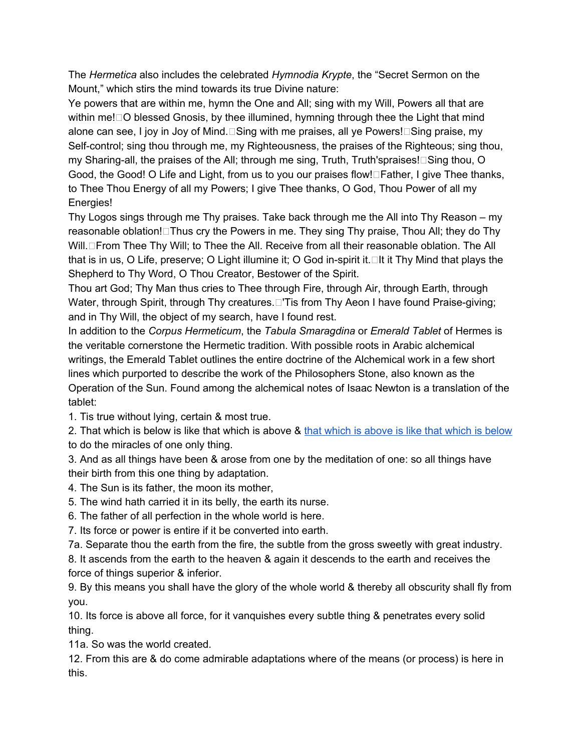The *Hermetica* also includes the celebrated *Hymnodia Krypte*, the "Secret Sermon on the Mount," which stirs the mind towards its true Divine nature:

Ye powers that are within me, hymn the One and All; sing with my Will, Powers all that are within me! O blessed Gnosis, by thee illumined, hymning through thee the Light that mind alone can see, I joy in Joy of Mind. Sing with me praises, all ye Powers! Sing praise, my Self-control; sing thou through me, my Righteousness, the praises of the Righteous; sing thou, my Sharing-all, the praises of the All; through me sing, Truth, Truth'spraises! Sing thou, O Good, the Good! O Life and Light, from us to you our praises flow! Father, I give Thee thanks, to Thee Thou Energy of all my Powers; I give Thee thanks, O God, Thou Power of all my Energies!

Thy Logos sings through me Thy praises. Take back through me the All into Thy Reason – my reasonable oblation! Thus cry the Powers in me. They sing Thy praise, Thou All; they do Thy Will. From Thee Thy Will; to Thee the All. Receive from all their reasonable oblation. The All that is in us, O Life, preserve; O Light illumine it; O God in-spirit it. It it Thy Mind that plays the Shepherd to Thy Word, O Thou Creator, Bestower of the Spirit.

Thou art God; Thy Man thus cries to Thee through Fire, through Air, through Earth, through Water, through Spirit, through Thy creatures. 'Tis from Thy Aeon I have found Praise-giving; and in Thy Will, the object of my search, have I found rest.

In addition to the *Corpus Hermeticum*, the *Tabula Smaragdina* or *Emerald Tablet* of Hermes is the veritable cornerstone the Hermetic tradition. With possible roots in Arabic alchemical writings, the Emerald Tablet outlines the entire doctrine of the Alchemical work in a few short lines which purported to describe the work of the Philosophers Stone, also known as the Operation of the Sun. Found among the alchemical notes of Isaac Newton is a translation of the tablet:

1. Tis true without lying, certain & most true.
2. That which is below is like that which is above & that which is above is like that which is below to do the miracles of one only thing.
3. And as all things have been & arose from one by the meditation of one: so all things have their birth from this one thing by adaptation.
4. The Sun is its father, the moon its mother,
5. The wind hath carried it in its belly, the earth its nurse.
6. The father of all perfection in the whole world is here.
7. Its force or power is entire if it be converted into earth.

7a. Separate thou the earth from the fire, the subtle from the gross sweetly with great industry.

8. It ascends from the earth to the heaven & again it descends to the earth and receives the force of things superior & inferior.
9. By this means you shall have the glory of the whole world & thereby all obscurity shall fly from you.
10. Its force is above all force, for it vanquishes every subtle thing & penetrates every solid thing.

11a. So was the world created.

12. From this are & do come admirable adaptations where of the means (or process) is here in this.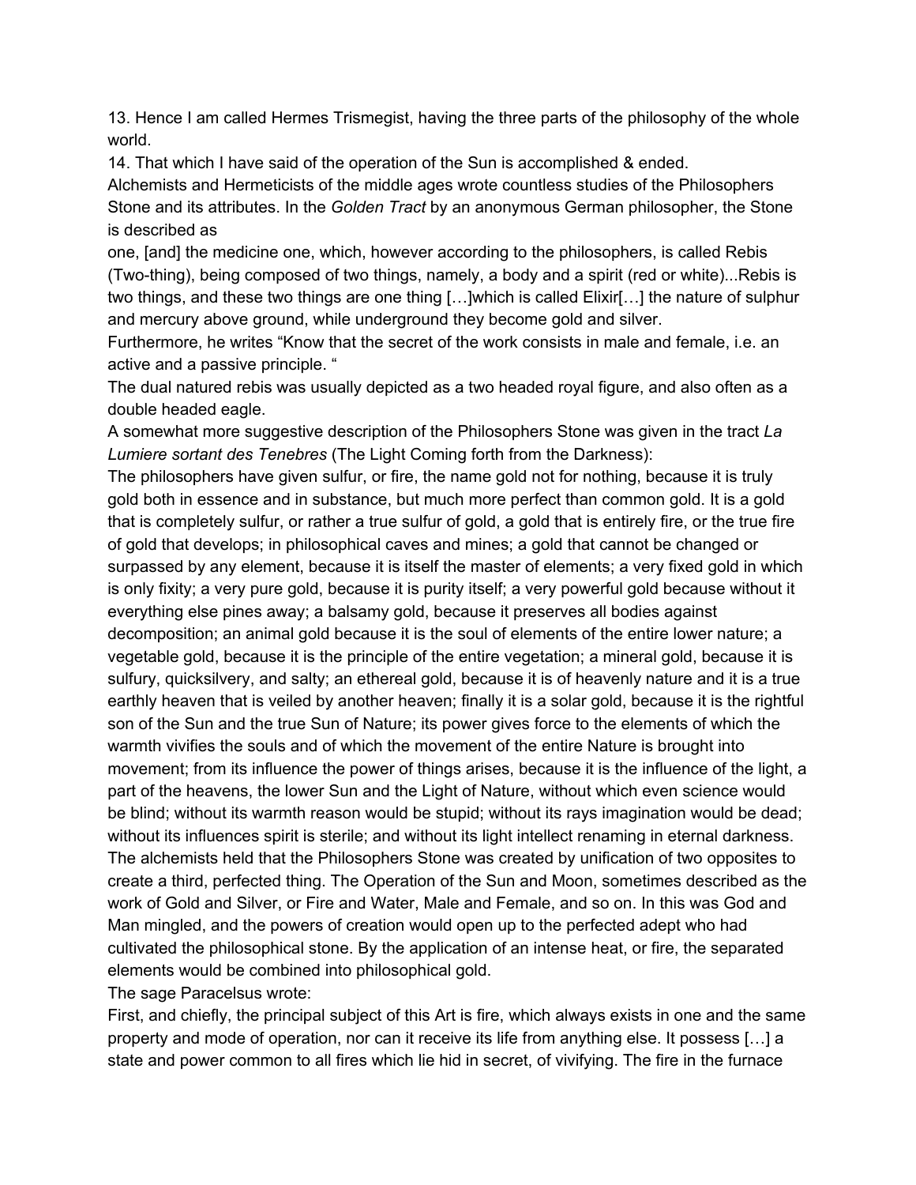13. Hence I am called Hermes Trismegist, having the three parts of the philosophy of the whole world.
14. That which I have said of the operation of the Sun is accomplished & ended.

Alchemists and Hermeticists of the middle ages wrote countless studies of the Philosophers Stone and its attributes. In the *Golden Tract* by an anonymous German philosopher, the Stone is described as

one, [and] the medicine one, which, however according to the philosophers, is called Rebis (Two-thing), being composed of two things, namely, a body and a spirit (red or white)...Rebis is two things, and these two things are one thing […]which is called Elixir[…] the nature of sulphur and mercury above ground, while underground they become gold and silver.

Furthermore, he writes "Know that the secret of the work consists in male and female, i.e. an active and a passive principle. "

The dual natured rebis was usually depicted as a two headed royal figure, and also often as a double headed eagle.

A somewhat more suggestive description of the Philosophers Stone was given in the tract *La Lumiere sortant des Tenebres* (The Light Coming forth from the Darkness):

The philosophers have given sulfur, or fire, the name gold not for nothing, because it is truly gold both in essence and in substance, but much more perfect than common gold. It is a gold that is completely sulfur, or rather a true sulfur of gold, a gold that is entirely fire, or the true fire of gold that develops; in philosophical caves and mines; a gold that cannot be changed or surpassed by any element, because it is itself the master of elements; a very fixed gold in which is only fixity; a very pure gold, because it is purity itself; a very powerful gold because without it everything else pines away; a balsamy gold, because it preserves all bodies against decomposition; an animal gold because it is the soul of elements of the entire lower nature; a vegetable gold, because it is the principle of the entire vegetation; a mineral gold, because it is sulfury, quicksilvery, and salty; an ethereal gold, because it is of heavenly nature and it is a true earthly heaven that is veiled by another heaven; finally it is a solar gold, because it is the rightful son of the Sun and the true Sun of Nature; its power gives force to the elements of which the warmth vivifies the souls and of which the movement of the entire Nature is brought into movement; from its influence the power of things arises, because it is the influence of the light, a part of the heavens, the lower Sun and the Light of Nature, without which even science would be blind; without its warmth reason would be stupid; without its rays imagination would be dead; without its influences spirit is sterile; and without its light intellect renaming in eternal darkness.

The alchemists held that the Philosophers Stone was created by unification of two opposites to create a third, perfected thing. The Operation of the Sun and Moon, sometimes described as the work of Gold and Silver, or Fire and Water, Male and Female, and so on. In this was God and Man mingled, and the powers of creation would open up to the perfected adept who had cultivated the philosophical stone. By the application of an intense heat, or fire, the separated elements would be combined into philosophical gold.

The sage Paracelsus wrote:

First, and chiefly, the principal subject of this Art is fire, which always exists in one and the same property and mode of operation, nor can it receive its life from anything else. It possess […] a state and power common to all fires which lie hid in secret, of vivifying. The fire in the furnace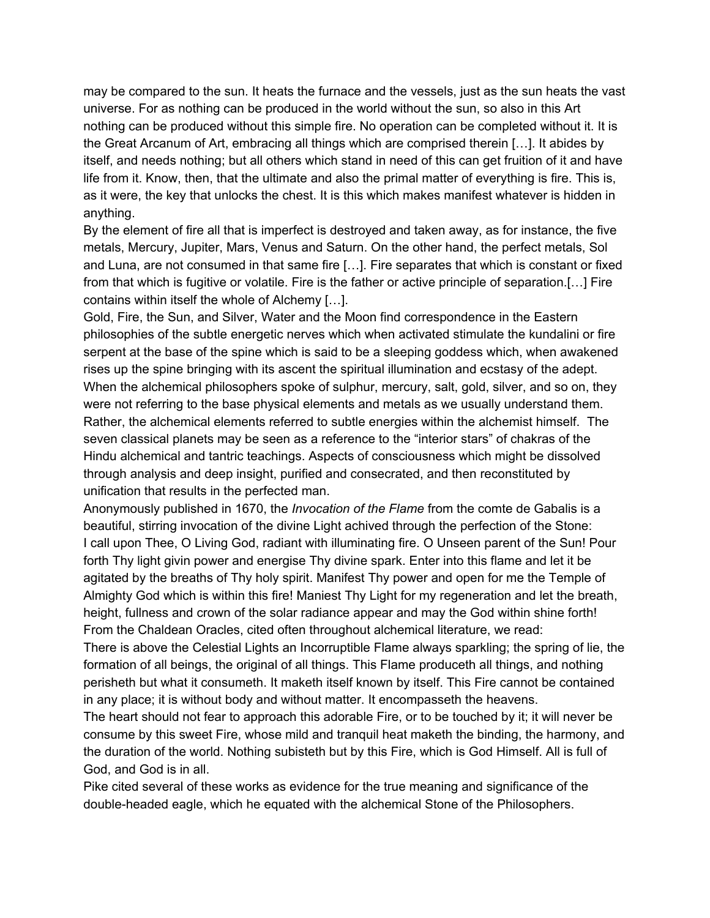may be compared to the sun. It heats the furnace and the vessels, just as the sun heats the vast universe. For as nothing can be produced in the world without the sun, so also in this Art nothing can be produced without this simple fire. No operation can be completed without it. It is the Great Arcanum of Art, embracing all things which are comprised therein […]. It abides by itself, and needs nothing; but all others which stand in need of this can get fruition of it and have life from it. Know, then, that the ultimate and also the primal matter of everything is fire. This is, as it were, the key that unlocks the chest. It is this which makes manifest whatever is hidden in anything.

By the element of fire all that is imperfect is destroyed and taken away, as for instance, the five metals, Mercury, Jupiter, Mars, Venus and Saturn. On the other hand, the perfect metals, Sol and Luna, are not consumed in that same fire […]. Fire separates that which is constant or fixed from that which is fugitive or volatile. Fire is the father or active principle of separation.[…] Fire contains within itself the whole of Alchemy […].

Gold, Fire, the Sun, and Silver, Water and the Moon find correspondence in the Eastern philosophies of the subtle energetic nerves which when activated stimulate the kundalini or fire serpent at the base of the spine which is said to be a sleeping goddess which, when awakened rises up the spine bringing with its ascent the spiritual illumination and ecstasy of the adept. When the alchemical philosophers spoke of sulphur, mercury, salt, gold, silver, and so on, they were not referring to the base physical elements and metals as we usually understand them. Rather, the alchemical elements referred to subtle energies within the alchemist himself. The seven classical planets may be seen as a reference to the "interior stars" of chakras of the Hindu alchemical and tantric teachings. Aspects of consciousness which might be dissolved through analysis and deep insight, purified and consecrated, and then reconstituted by unification that results in the perfected man.

Anonymously published in 1670, the *Invocation of the Flame* from the comte de Gabalis is a beautiful, stirring invocation of the divine Light achived through the perfection of the Stone:

I call upon Thee, O Living God, radiant with illuminating fire. O Unseen parent of the Sun! Pour forth Thy light givin power and energise Thy divine spark. Enter into this flame and let it be agitated by the breaths of Thy holy spirit. Manifest Thy power and open for me the Temple of Almighty God which is within this fire! Maniest Thy Light for my regeneration and let the breath, height, fullness and crown of the solar radiance appear and may the God within shine forth!

From the Chaldean Oracles, cited often throughout alchemical literature, we read:

There is above the Celestial Lights an Incorruptible Flame always sparkling; the spring of lie, the formation of all beings, the original of all things. This Flame produceth all things, and nothing perisheth but what it consumeth. It maketh itself known by itself. This Fire cannot be contained in any place; it is without body and without matter. It encompasseth the heavens.

The heart should not fear to approach this adorable Fire, or to be touched by it; it will never be consume by this sweet Fire, whose mild and tranquil heat maketh the binding, the harmony, and the duration of the world. Nothing subisteth but by this Fire, which is God Himself. All is full of God, and God is in all.

Pike cited several of these works as evidence for the true meaning and significance of the double-headed eagle, which he equated with the alchemical Stone of the Philosophers.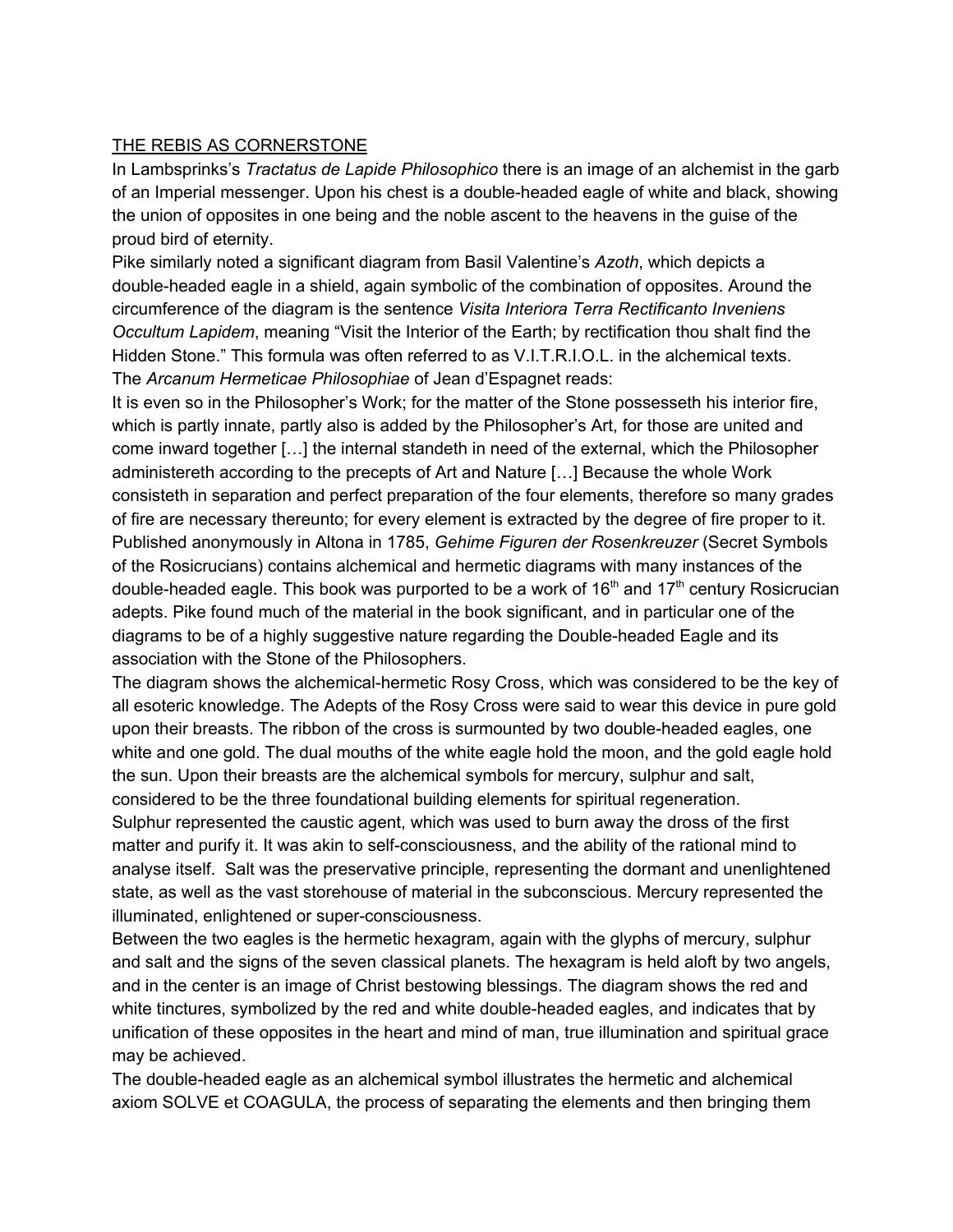## THE REBIS AS CORNERSTONE

In Lambsprinks's *Tractatus de Lapide Philosophico* there is an image of an alchemist in the garb of an Imperial messenger. Upon his chest is a double-headed eagle of white and black, showing the union of opposites in one being and the noble ascent to the heavens in the guise of the proud bird of eternity.

Pike similarly noted a significant diagram from Basil Valentine's *Azoth*, which depicts a double-headed eagle in a shield, again symbolic of the combination of opposites. Around the circumference of the diagram is the sentence *Visita Interiora Terra Rectificanto Inveniens Occultum Lapidem*, meaning "Visit the Interior of the Earth; by rectification thou shalt find the Hidden Stone." This formula was often referred to as V.I.T.R.I.O.L. in the alchemical texts.

The *Arcanum Hermeticae Philosophiae* of Jean d'Espagnet reads:

It is even so in the Philosopher's Work; for the matter of the Stone possesseth his interior fire, which is partly innate, partly also is added by the Philosopher's Art, for those are united and come inward together […] the internal standeth in need of the external, which the Philosopher administereth according to the precepts of Art and Nature […] Because the whole Work consisteth in separation and perfect preparation of the four elements, therefore so many grades of fire are necessary thereunto; for every element is extracted by the degree of fire proper to it.

Published anonymously in Altona in 1785, *Gehime Figuren der Rosenkreuzer* (Secret Symbols of the Rosicrucians) contains alchemical and hermetic diagrams with many instances of the double-headed eagle. This book was purported to be a work of 16th and 17th century Rosicrucian adepts. Pike found much of the material in the book significant, and in particular one of the diagrams to be of a highly suggestive nature regarding the Double-headed Eagle and its association with the Stone of the Philosophers.

The diagram shows the alchemical-hermetic Rosy Cross, which was considered to be the key of all esoteric knowledge. The Adepts of the Rosy Cross were said to wear this device in pure gold upon their breasts. The ribbon of the cross is surmounted by two double-headed eagles, one white and one gold. The dual mouths of the white eagle hold the moon, and the gold eagle hold the sun. Upon their breasts are the alchemical symbols for mercury, sulphur and salt, considered to be the three foundational building elements for spiritual regeneration.

Sulphur represented the caustic agent, which was used to burn away the dross of the first matter and purify it. It was akin to self-consciousness, and the ability of the rational mind to analyse itself. Salt was the preservative principle, representing the dormant and unenlightened state, as well as the vast storehouse of material in the subconscious. Mercury represented the illuminated, enlightened or super-consciousness.

Between the two eagles is the hermetic hexagram, again with the glyphs of mercury, sulphur and salt and the signs of the seven classical planets. The hexagram is held aloft by two angels, and in the center is an image of Christ bestowing blessings. The diagram shows the red and white tinctures, symbolized by the red and white double-headed eagles, and indicates that by unification of these opposites in the heart and mind of man, true illumination and spiritual grace may be achieved.

The double-headed eagle as an alchemical symbol illustrates the hermetic and alchemical axiom SOLVE et COAGULA, the process of separating the elements and then bringing them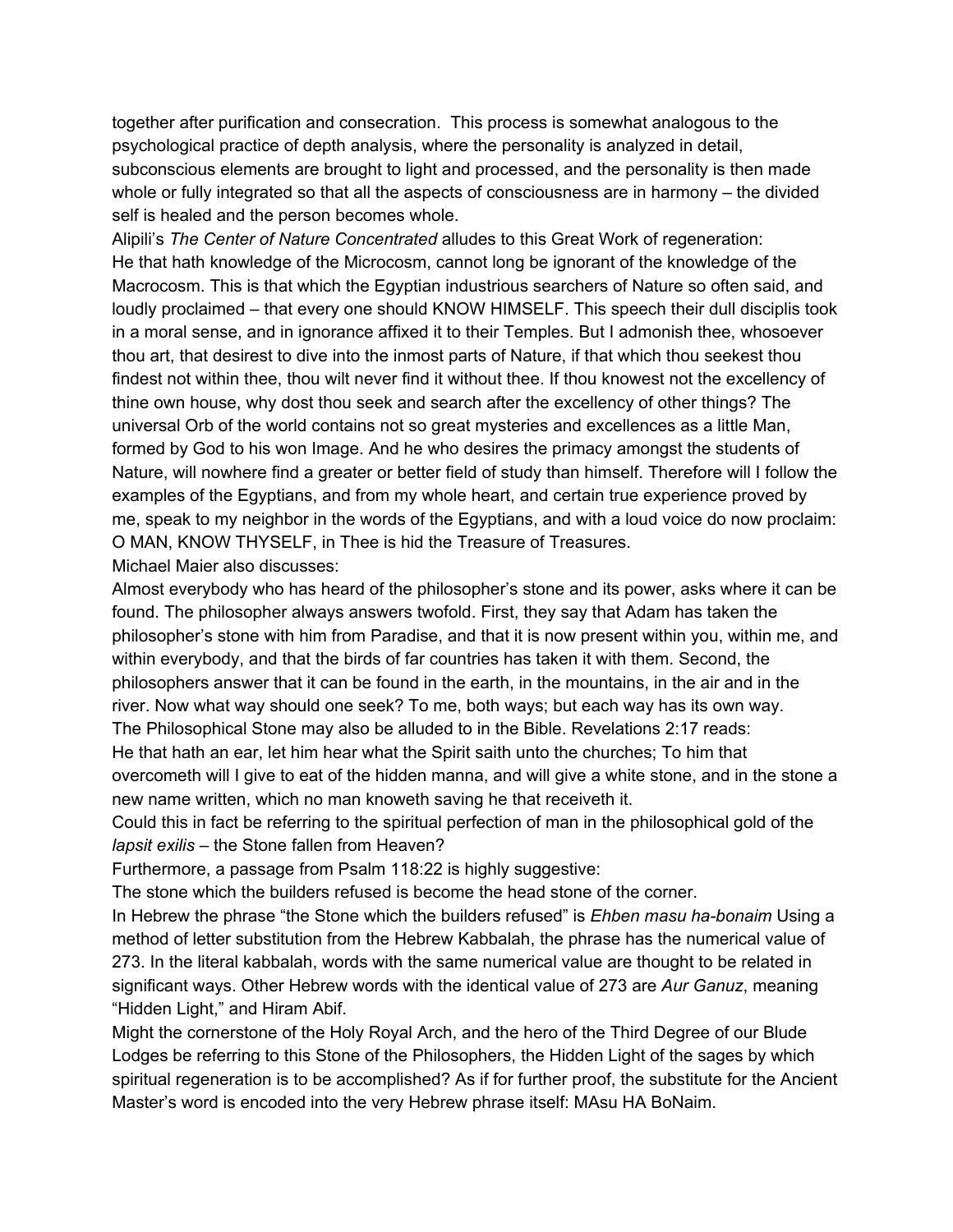together after purification and consecration. This process is somewhat analogous to the psychological practice of depth analysis, where the personality is analyzed in detail, subconscious elements are brought to light and processed, and the personality is then made whole or fully integrated so that all the aspects of consciousness are in harmony – the divided self is healed and the person becomes whole.

Alipili's *The Center of Nature Concentrated* alludes to this Great Work of regeneration:

He that hath knowledge of the Microcosm, cannot long be ignorant of the knowledge of the Macrocosm. This is that which the Egyptian industrious searchers of Nature so often said, and loudly proclaimed – that every one should KNOW HIMSELF. This speech their dull disciplis took in a moral sense, and in ignorance affixed it to their Temples. But I admonish thee, whosoever thou art, that desirest to dive into the inmost parts of Nature, if that which thou seekest thou findest not within thee, thou wilt never find it without thee. If thou knowest not the excellency of thine own house, why dost thou seek and search after the excellency of other things? The universal Orb of the world contains not so great mysteries and excellences as a little Man, formed by God to his won Image. And he who desires the primacy amongst the students of Nature, will nowhere find a greater or better field of study than himself. Therefore will I follow the examples of the Egyptians, and from my whole heart, and certain true experience proved by me, speak to my neighbor in the words of the Egyptians, and with a loud voice do now proclaim: O MAN, KNOW THYSELF, in Thee is hid the Treasure of Treasures.

Michael Maier also discusses:

Almost everybody who has heard of the philosopher's stone and its power, asks where it can be found. The philosopher always answers twofold. First, they say that Adam has taken the philosopher's stone with him from Paradise, and that it is now present within you, within me, and within everybody, and that the birds of far countries has taken it with them. Second, the philosophers answer that it can be found in the earth, in the mountains, in the air and in the river. Now what way should one seek? To me, both ways; but each way has its own way.

The Philosophical Stone may also be alluded to in the Bible. Revelations 2:17 reads:

He that hath an ear, let him hear what the Spirit saith unto the churches; To him that overcometh will I give to eat of the hidden manna, and will give a white stone, and in the stone a new name written, which no man knoweth saving he that receiveth it.

Could this in fact be referring to the spiritual perfection of man in the philosophical gold of the *lapsit exilis* – the Stone fallen from Heaven?

Furthermore, a passage from Psalm 118:22 is highly suggestive:

The stone which the builders refused is become the head stone of the corner.

In Hebrew the phrase "the Stone which the builders refused" is *Ehben masu ha-bonaim* Using a method of letter substitution from the Hebrew Kabbalah, the phrase has the numerical value of 273. In the literal kabbalah, words with the same numerical value are thought to be related in significant ways. Other Hebrew words with the identical value of 273 are *Aur Ganuz*, meaning "Hidden Light," and Hiram Abif.

Might the cornerstone of the Holy Royal Arch, and the hero of the Third Degree of our Blude Lodges be referring to this Stone of the Philosophers, the Hidden Light of the sages by which spiritual regeneration is to be accomplished? As if for further proof, the substitute for the Ancient Master's word is encoded into the very Hebrew phrase itself: MAsu HA BoNaim.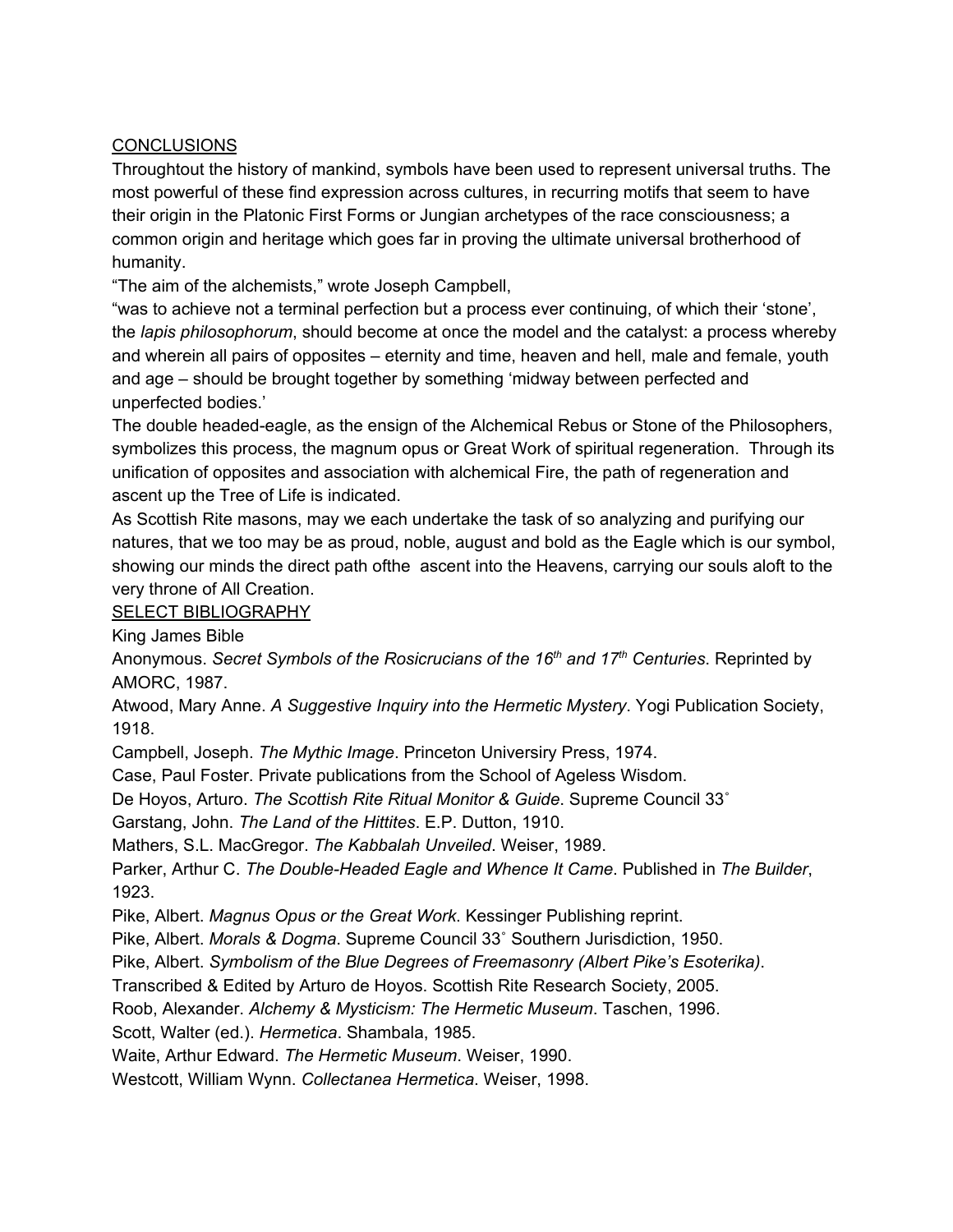## CONCLUSIONS

Throughtout the history of mankind, symbols have been used to represent universal truths. The most powerful of these find expression across cultures, in recurring motifs that seem to have their origin in the Platonic First Forms or Jungian archetypes of the race consciousness; a common origin and heritage which goes far in proving the ultimate universal brotherhood of humanity.

"The aim of the alchemists," wrote Joseph Campbell,

"was to achieve not a terminal perfection but a process ever continuing, of which their 'stone', the *lapis philosophorum*, should become at once the model and the catalyst: a process whereby and wherein all pairs of opposites – eternity and time, heaven and hell, male and female, youth and age – should be brought together by something 'midway between perfected and unperfected bodies.'

The double headed-eagle, as the ensign of the Alchemical Rebus or Stone of the Philosophers, symbolizes this process, the magnum opus or Great Work of spiritual regeneration. Through its unification of opposites and association with alchemical Fire, the path of regeneration and ascent up the Tree of Life is indicated.

As Scottish Rite masons, may we each undertake the task of so analyzing and purifying our natures, that we too may be as proud, noble, august and bold as the Eagle which is our symbol, showing our minds the direct path ofthe ascent into the Heavens, carrying our souls aloft to the very throne of All Creation.

## SELECT BIBLIOGRAPHY

King James Bible

Anonymous. *Secret Symbols of the Rosicrucians of the 16th and 17th Centuries*. Reprinted by AMORC, 1987.

Atwood, Mary Anne. *A Suggestive Inquiry into the Hermetic Mystery*. Yogi Publication Society, 1918.

Campbell, Joseph. *The Mythic Image*. Princeton Universiry Press, 1974.

Case, Paul Foster. Private publications from the School of Ageless Wisdom.

De Hoyos, Arturo. *The Scottish Rite Ritual Monitor & Guide*. Supreme Council 33˚

Garstang, John. *The Land of the Hittites*. E.P. Dutton, 1910.

Mathers, S.L. MacGregor. *The Kabbalah Unveiled*. Weiser, 1989.

Parker, Arthur C. *The Double-Headed Eagle and Whence It Came*. Published in *The Builder*, 1923.

Pike, Albert. *Magnus Opus or the Great Work*. Kessinger Publishing reprint.

Pike, Albert. *Morals & Dogma*. Supreme Council 33˚ Southern Jurisdiction, 1950.

Pike, Albert. *Symbolism of the Blue Degrees of Freemasonry (Albert Pike's Esoterika)*. Transcribed & Edited by Arturo de Hoyos. Scottish Rite Research Society, 2005.

Roob, Alexander. *Alchemy & Mysticism: The Hermetic Museum*. Taschen, 1996.

Scott, Walter (ed.). *Hermetica*. Shambala, 1985.

Waite, Arthur Edward. *The Hermetic Museum*. Weiser, 1990.

Westcott, William Wynn. *Collectanea Hermetica*. Weiser, 1998.